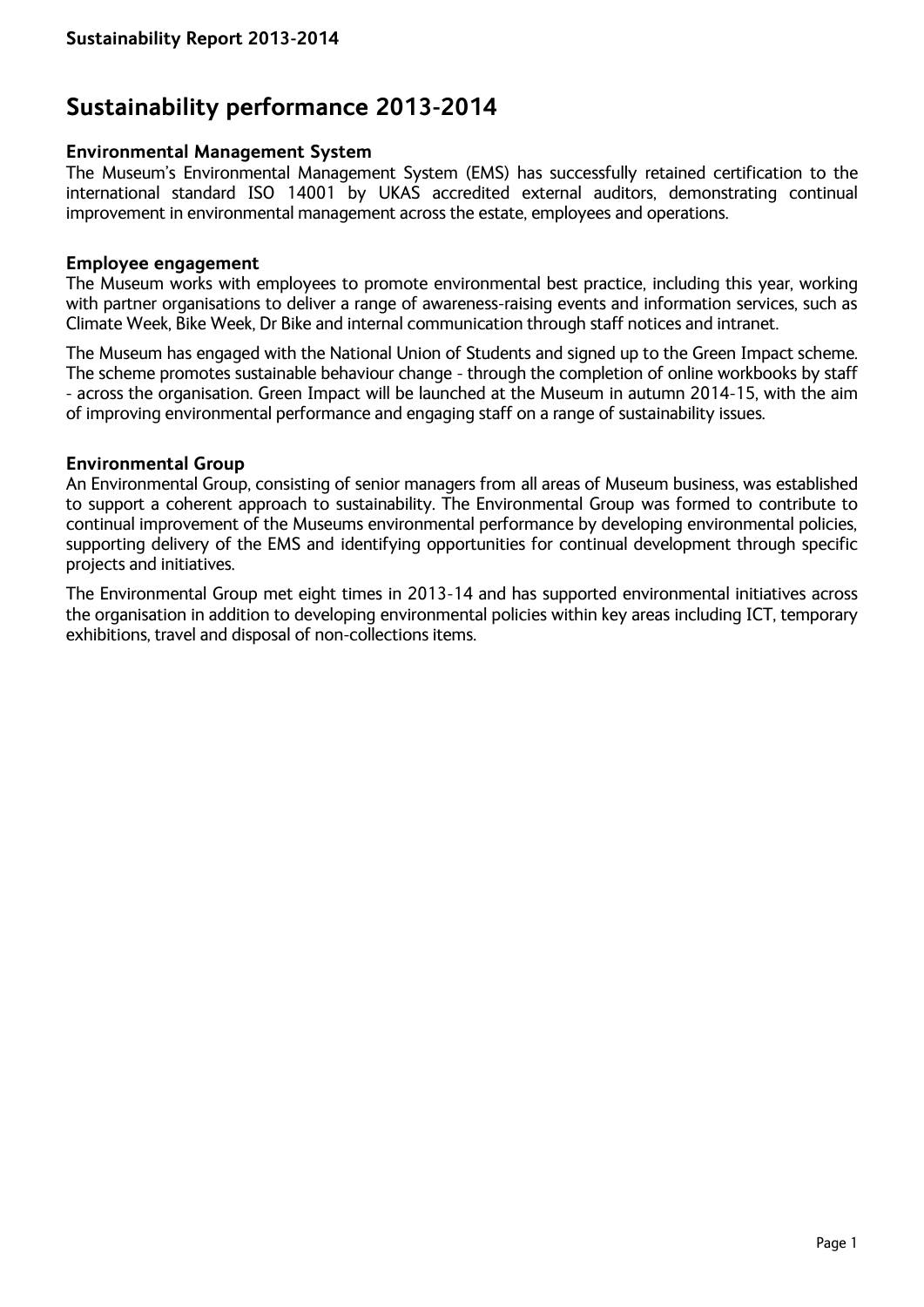# Sustainability performance 2013-2014

### Environmental Management System

The Museum's Environmental Management System (EMS) has successfully retained certification to the international standard ISO 14001 by UKAS accredited external auditors, demonstrating continual improvement in environmental management across the estate, employees and operations.

### Employee engagement

The Museum works with employees to promote environmental best practice, including this year, working with partner organisations to deliver a range of awareness-raising events and information services, such as Climate Week, Bike Week, Dr Bike and internal communication through staff notices and intranet.

The Museum has engaged with the National Union of Students and signed up to the Green Impact scheme. The scheme promotes sustainable behaviour change - through the completion of online workbooks by staff - across the organisation. Green Impact will be launched at the Museum in autumn 2014-15, with the aim of improving environmental performance and engaging staff on a range of sustainability issues.

### Environmental Group

An Environmental Group, consisting of senior managers from all areas of Museum business, was established to support a coherent approach to sustainability. The Environmental Group was formed to contribute to continual improvement of the Museums environmental performance by developing environmental policies, supporting delivery of the EMS and identifying opportunities for continual development through specific projects and initiatives.

The Environmental Group met eight times in 2013-14 and has supported environmental initiatives across the organisation in addition to developing environmental policies within key areas including ICT, temporary exhibitions, travel and disposal of non-collections items.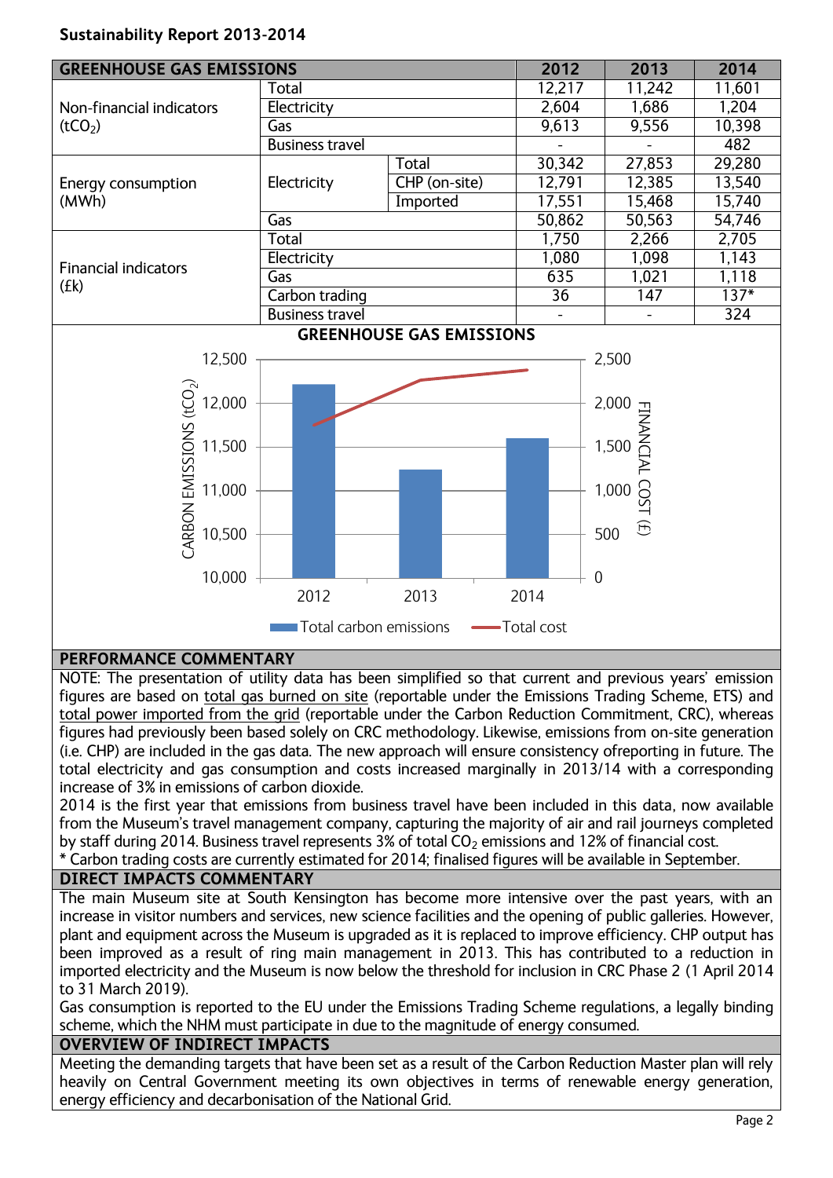**Sustainability Report 2013-2014**

| GREENHOUSE GAS EMISSIONS | | | 2012 | 2013 | 2014 |
|---|---|---|---|---|---|
| Non-financial indicators ($tCO_2$) | Total | | 12,217 | 11,242 | 11,601 |
| | Electricity | | 2,604 | 1,686 | 1,204 |
| | Gas | | 9,613 | 9,556 | 10,398 |
| | Business travel | | - | - | 482 |
| Energy consumption (MWh) | Electricity | Total | 30,342 | 27,853 | 29,280 |
| | | CHP (on-site) | 12,791 | 12,385 | 13,540 |
| | | Imported | 17,551 | 15,468 | 15,740 |
| | Gas | | 50,862 | 50,563 | 54,746 |
| Financial indicators (£k) | Total | | 1,750 | 2,266 | 2,705 |
| | Electricity | | 1,080 | 1,098 | 1,143 |
| | Gas | | 635 | 1,021 | 1,118 |
| | Carbon trading | | 36 | 147 | 137* |
| | Business travel | | - | - | 324 |

**GREENHOUSE GAS EMISSIONS**

[Chart: bar chart of Total carbon emissions ($tCO_2$, left axis 10,000–12,500) for 2012, 2013, 2014, with line of Total cost (FINANCIAL COST (£), right axis 0–2,500).]

## PERFORMANCE COMMENTARY

NOTE: The presentation of utility data has been simplified so that current and previous years' emission figures are based on total gas burned on site (reportable under the Emissions Trading Scheme, ETS) and total power imported from the grid (reportable under the Carbon Reduction Commitment, CRC), whereas figures had previously been based solely on CRC methodology. Likewise, emissions from on-site generation (i.e. CHP) are included in the gas data. The new approach will ensure consistency ofreporting in future. The total electricity and gas consumption and costs increased marginally in 2013/14 with a corresponding increase of 3% in emissions of carbon dioxide.

2014 is the first year that emissions from business travel have been included in this data, now available from the Museum's travel management company, capturing the majority of air and rail journeys completed by staff during 2014. Business travel represents 3% of total $CO_2$ emissions and 12% of financial cost.

\* Carbon trading costs are currently estimated for 2014; finalised figures will be available in September.

## DIRECT IMPACTS COMMENTARY

The main Museum site at South Kensington has become more intensive over the past years, with an increase in visitor numbers and services, new science facilities and the opening of public galleries. However, plant and equipment across the Museum is upgraded as it is replaced to improve efficiency. CHP output has been improved as a result of ring main management in 2013. This has contributed to a reduction in imported electricity and the Museum is now below the threshold for inclusion in CRC Phase 2 (1 April 2014 to 31 March 2019).

Gas consumption is reported to the EU under the Emissions Trading Scheme regulations, a legally binding scheme, which the NHM must participate in due to the magnitude of energy consumed.

## OVERVIEW OF INDIRECT IMPACTS

Meeting the demanding targets that have been set as a result of the Carbon Reduction Master plan will rely heavily on Central Government meeting its own objectives in terms of renewable energy generation, energy efficiency and decarbonisation of the National Grid.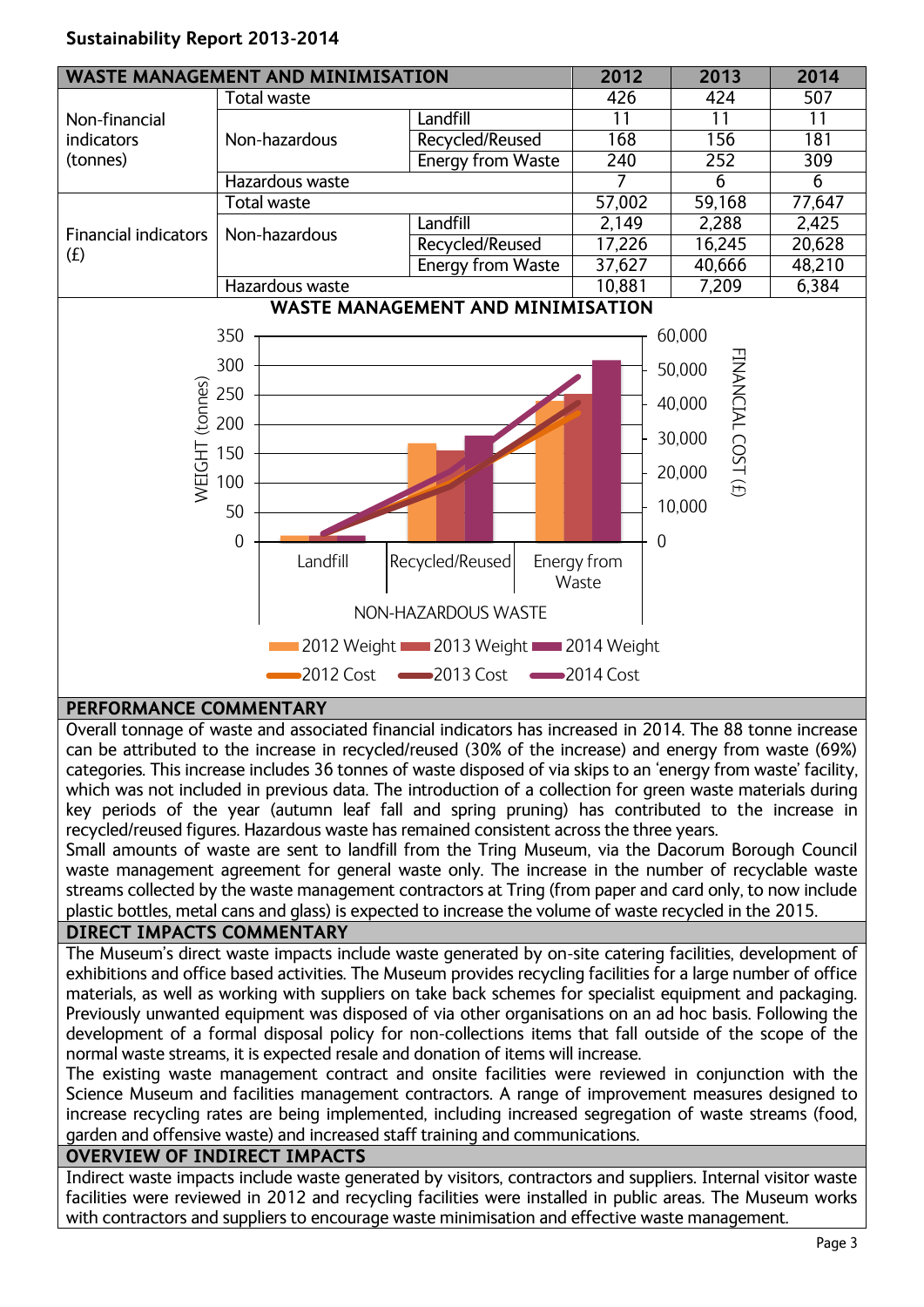**Sustainability Report 2013-2014**

| WASTE MANAGEMENT AND MINIMISATION | | | 2012 | 2013 | 2014 |
|---|---|---|---|---|---|
| Non-financial indicators (tonnes) | Total waste | | 426 | 424 | 507 |
| | Non-hazardous | Landfill | 11 | 11 | 11 |
| | | Recycled/Reused | 168 | 156 | 181 |
| | | Energy from Waste | 240 | 252 | 309 |
| | Hazardous waste | | 7 | 6 | 6 |
| Financial indicators (£) | Total waste | | 57,002 | 59,168 | 77,647 |
| | Non-hazardous | Landfill | 2,149 | 2,288 | 2,425 |
| | | Recycled/Reused | 17,226 | 16,245 | 20,628 |
| | | Energy from Waste | 37,627 | 40,666 | 48,210 |
| | Hazardous waste | | 10,881 | 7,209 | 6,384 |

**WASTE MANAGEMENT AND MINIMISATION**

WEIGHT (tonnes) / FINANCIAL COST (£) — NON-HAZARDOUS WASTE: Landfill, Recycled/Reused, Energy from Waste

2012 Weight, 2013 Weight, 2014 Weight, 2012 Cost, 2013 Cost, 2014 Cost

## PERFORMANCE COMMENTARY

Overall tonnage of waste and associated financial indicators has increased in 2014. The 88 tonne increase can be attributed to the increase in recycled/reused (30% of the increase) and energy from waste (69%) categories. This increase includes 36 tonnes of waste disposed of via skips to an 'energy from waste' facility, which was not included in previous data. The introduction of a collection for green waste materials during key periods of the year (autumn leaf fall and spring pruning) has contributed to the increase in recycled/reused figures. Hazardous waste has remained consistent across the three years.

Small amounts of waste are sent to landfill from the Tring Museum, via the Dacorum Borough Council waste management agreement for general waste only. The increase in the number of recyclable waste streams collected by the waste management contractors at Tring (from paper and card only, to now include plastic bottles, metal cans and glass) is expected to increase the volume of waste recycled in the 2015.

## DIRECT IMPACTS COMMENTARY

The Museum's direct waste impacts include waste generated by on-site catering facilities, development of exhibitions and office based activities. The Museum provides recycling facilities for a large number of office materials, as well as working with suppliers on take back schemes for specialist equipment and packaging. Previously unwanted equipment was disposed of via other organisations on an ad hoc basis. Following the development of a formal disposal policy for non-collections items that fall outside of the scope of the normal waste streams, it is expected resale and donation of items will increase.

The existing waste management contract and onsite facilities were reviewed in conjunction with the Science Museum and facilities management contractors. A range of improvement measures designed to increase recycling rates are being implemented, including increased segregation of waste streams (food, garden and offensive waste) and increased staff training and communications.

## OVERVIEW OF INDIRECT IMPACTS

Indirect waste impacts include waste generated by visitors, contractors and suppliers. Internal visitor waste facilities were reviewed in 2012 and recycling facilities were installed in public areas. The Museum works with contractors and suppliers to encourage waste minimisation and effective waste management.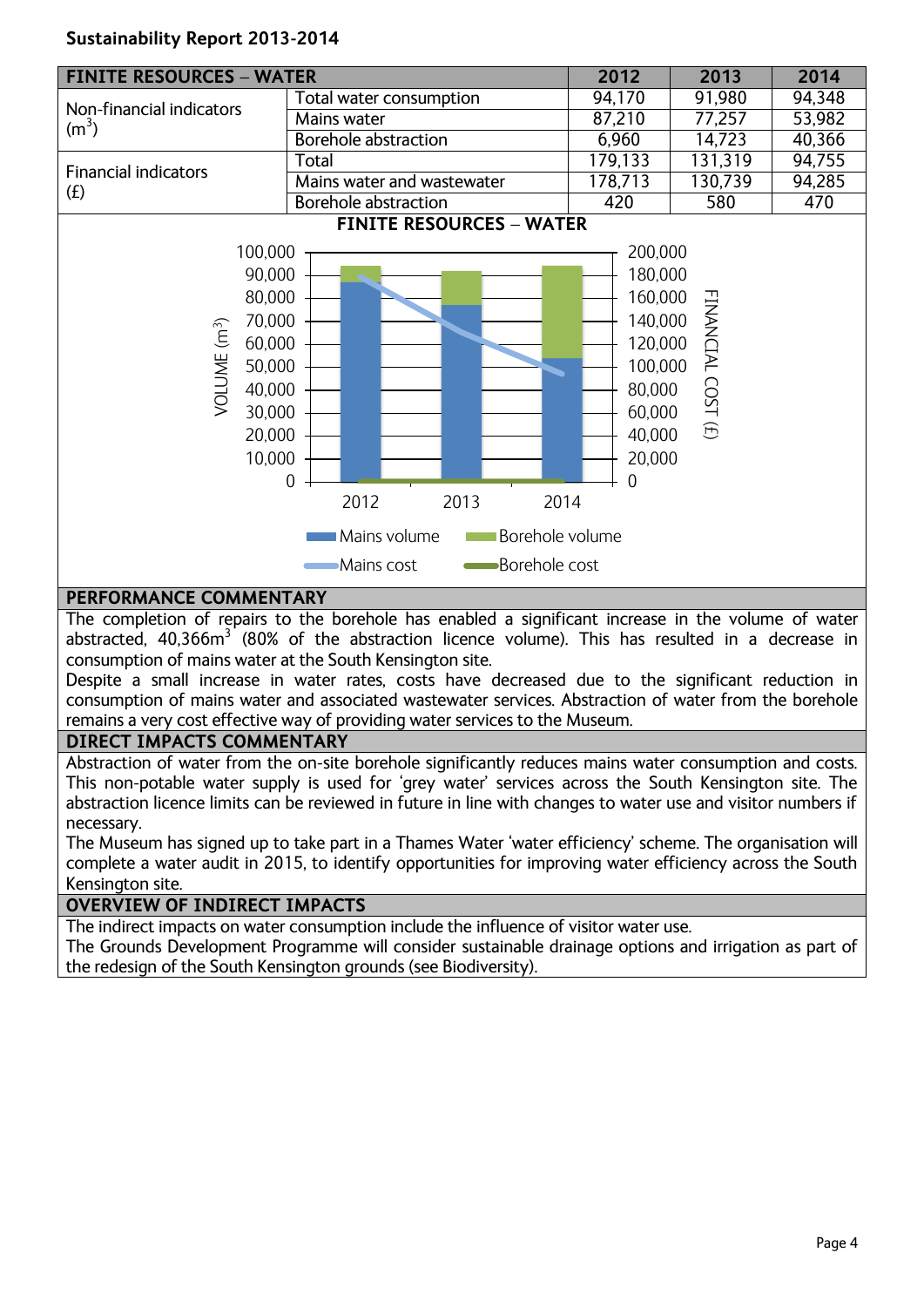**Sustainability Report 2013-2014**

| FINITE RESOURCES – WATER | | 2012 | 2013 | 2014 |
|---|---|---|---|---|
| Non-financial indicators ($m^3$) | Total water consumption | 94,170 | 91,980 | 94,348 |
| | Mains water | 87,210 | 77,257 | 53,982 |
| | Borehole abstraction | 6,960 | 14,723 | 40,366 |
| Financial indicators (£) | Total | 179,133 | 131,319 | 94,755 |
| | Mains water and wastewater | 178,713 | 130,739 | 94,285 |
| | Borehole abstraction | 420 | 580 | 470 |

**FINITE RESOURCES – WATER**

VOLUME ($m^3$) / FINANCIAL COST (£)

Mains volume · Borehole volume · Mains cost · Borehole cost

## PERFORMANCE COMMENTARY

The completion of repairs to the borehole has enabled a significant increase in the volume of water abstracted, 40,366$m^3$ (80% of the abstraction licence volume). This has resulted in a decrease in consumption of mains water at the South Kensington site.

Despite a small increase in water rates, costs have decreased due to the significant reduction in consumption of mains water and associated wastewater services. Abstraction of water from the borehole remains a very cost effective way of providing water services to the Museum.

## DIRECT IMPACTS COMMENTARY

Abstraction of water from the on-site borehole significantly reduces mains water consumption and costs. This non-potable water supply is used for 'grey water' services across the South Kensington site. The abstraction licence limits can be reviewed in future in line with changes to water use and visitor numbers if necessary.

The Museum has signed up to take part in a Thames Water 'water efficiency' scheme. The organisation will complete a water audit in 2015, to identify opportunities for improving water efficiency across the South Kensington site.

## OVERVIEW OF INDIRECT IMPACTS

The indirect impacts on water consumption include the influence of visitor water use.

The Grounds Development Programme will consider sustainable drainage options and irrigation as part of the redesign of the South Kensington grounds (see Biodiversity).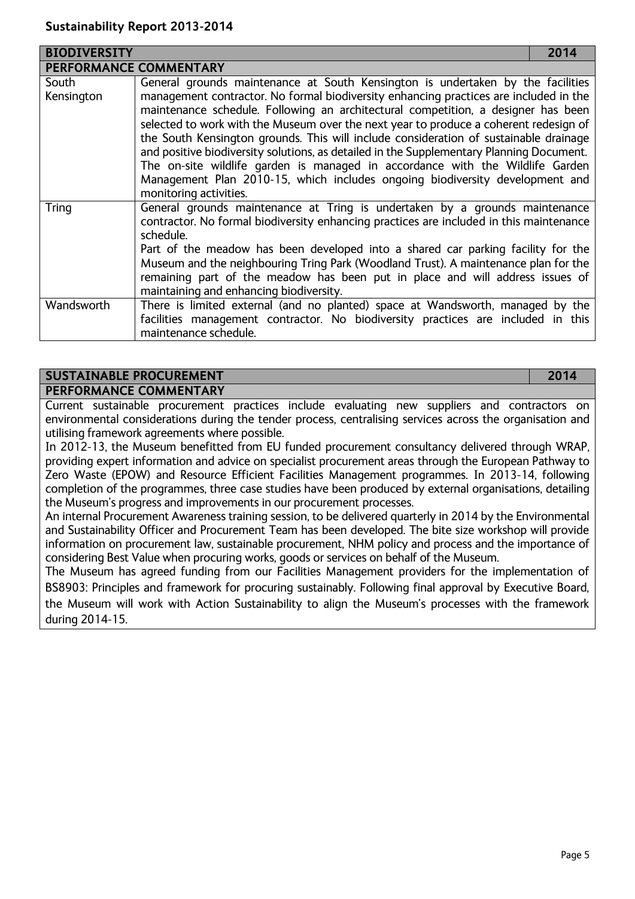## BIODIVERSITY

| BIODIVERSITY | 2014 |
|---|---|
| **PERFORMANCE COMMENTARY** | |
| South Kensington | General grounds maintenance at South Kensington is undertaken by the facilities management contractor. No formal biodiversity enhancing practices are included in the maintenance schedule. Following an architectural competition, a designer has been selected to work with the Museum over the next year to produce a coherent redesign of the South Kensington grounds. This will include consideration of sustainable drainage and positive biodiversity solutions, as detailed in the Supplementary Planning Document. The on-site wildlife garden is managed in accordance with the Wildlife Garden Management Plan 2010-15, which includes ongoing biodiversity development and monitoring activities. |
| Tring | General grounds maintenance at Tring is undertaken by a grounds maintenance contractor. No formal biodiversity enhancing practices are included in this maintenance schedule. Part of the meadow has been developed into a shared car parking facility for the Museum and the neighbouring Tring Park (Woodland Trust). A maintenance plan for the remaining part of the meadow has been put in place and will address issues of maintaining and enhancing biodiversity. |
| Wandsworth | There is limited external (and no planted) space at Wandsworth, managed by the facilities management contractor. No biodiversity practices are included in this maintenance schedule. |

## SUSTAINABLE PROCUREMENT

**2014**

**PERFORMANCE COMMENTARY**

Current sustainable procurement practices include evaluating new suppliers and contractors on environmental considerations during the tender process, centralising services across the organisation and utilising framework agreements where possible.

In 2012-13, the Museum benefitted from EU funded procurement consultancy delivered through WRAP, providing expert information and advice on specialist procurement areas through the European Pathway to Zero Waste (EPOW) and Resource Efficient Facilities Management programmes. In 2013-14, following completion of the programmes, three case studies have been produced by external organisations, detailing the Museum's progress and improvements in our procurement processes.

An internal Procurement Awareness training session, to be delivered quarterly in 2014 by the Environmental and Sustainability Officer and Procurement Team has been developed. The bite size workshop will provide information on procurement law, sustainable procurement, NHM policy and process and the importance of considering Best Value when procuring works, goods or services on behalf of the Museum.

The Museum has agreed funding from our Facilities Management providers for the implementation of BS8903: Principles and framework for procuring sustainably. Following final approval by Executive Board, the Museum will work with Action Sustainability to align the Museum's processes with the framework during 2014-15.